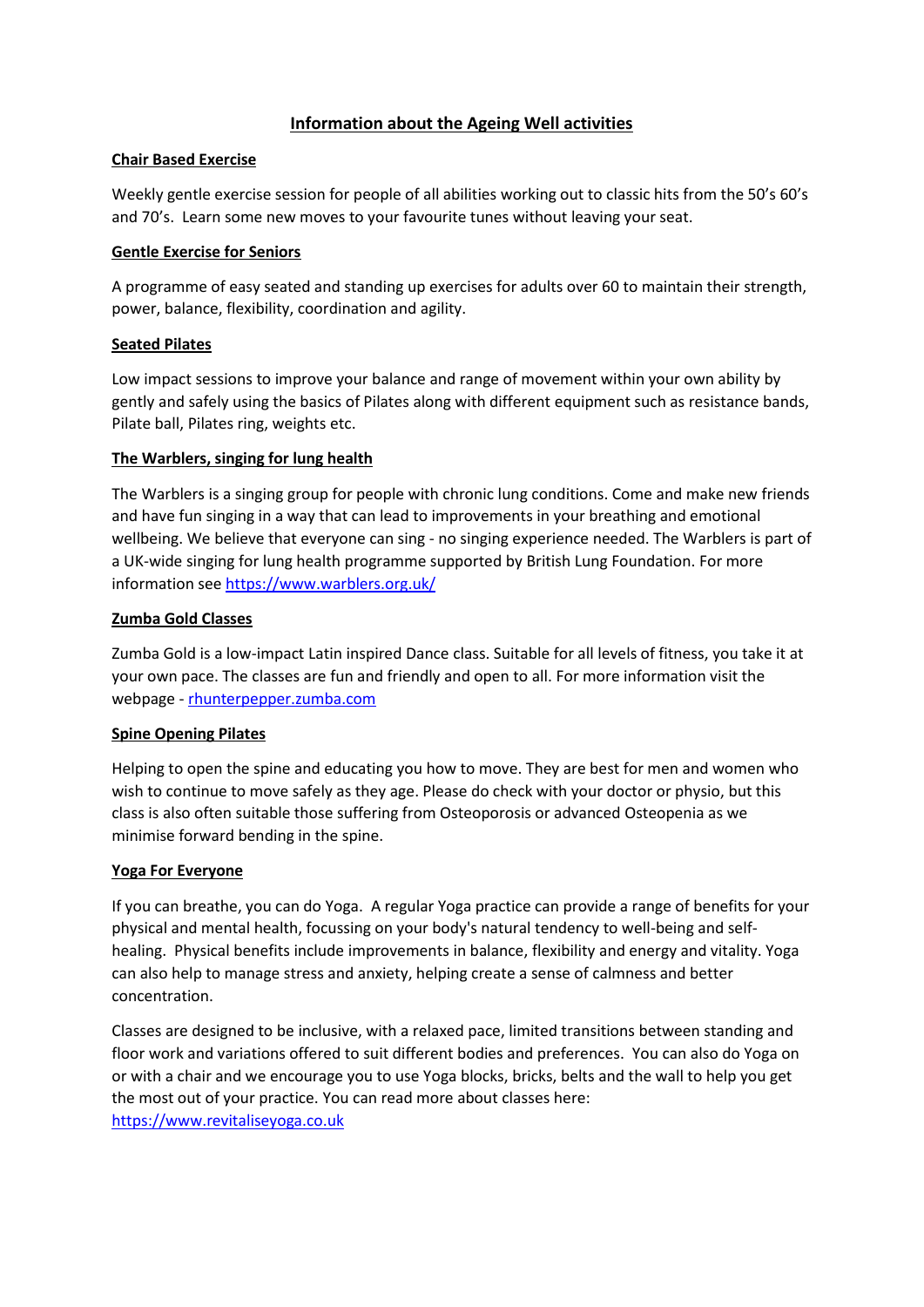# Information about the Ageing Well activities

## Chair Based Exercise

Weekly gentle exercise session for people of all abilities working out to classic hits from the 50's 60's and 70's. Learn some new moves to your favourite tunes without leaving your seat.

## Gentle Exercise for Seniors

A programme of easy seated and standing up exercises for adults over 60 to maintain their strength, power, balance, flexibility, coordination and agility.

## Seated Pilates

Low impact sessions to improve your balance and range of movement within your own ability by gently and safely using the basics of Pilates along with different equipment such as resistance bands, Pilate ball, Pilates ring, weights etc.

## The Warblers, singing for lung health

The Warblers is a singing group for people with chronic lung conditions. Come and make new friends and have fun singing in a way that can lead to improvements in your breathing and emotional wellbeing. We believe that everyone can sing - no singing experience needed. The Warblers is part of a UK-wide singing for lung health programme supported by British Lung Foundation. For more information see [https://www.warblers.org.uk/](https://www.warblers.org.uk/)

## Zumba Gold Classes

Zumba Gold is a low-impact Latin inspired Dance class. Suitable for all levels of fitness, you take it at your own pace. The classes are fun and friendly and open to all. For more information visit the webpage - [rhunterpepper.zumba.com](rhunterpepper.zumba.com)

## Spine Opening Pilates

Helping to open the spine and educating you how to move. They are best for men and women who wish to continue to move safely as they age. Please do check with your doctor or physio, but this class is also often suitable those suffering from Osteoporosis or advanced Osteopenia as we minimise forward bending in the spine.

## Yoga For Everyone

If you can breathe, you can do Yoga. A regular Yoga practice can provide a range of benefits for your physical and mental health, focussing on your body's natural tendency to well-being and self-healing. Physical benefits include improvements in balance, flexibility and energy and vitality. Yoga can also help to manage stress and anxiety, helping create a sense of calmness and better concentration.

Classes are designed to be inclusive, with a relaxed pace, limited transitions between standing and floor work and variations offered to suit different bodies and preferences. You can also do Yoga on or with a chair and we encourage you to use Yoga blocks, bricks, belts and the wall to help you get the most out of your practice. You can read more about classes here: [https://www.revitaliseyoga.co.uk](https://www.revitaliseyoga.co.uk)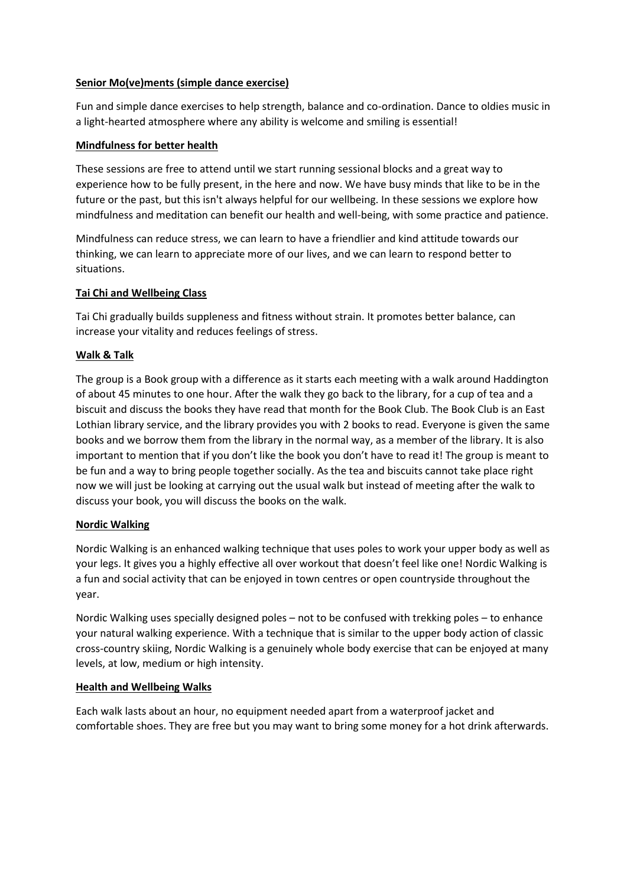**Senior Mo(ve)ments (simple dance exercise)**

Fun and simple dance exercises to help strength, balance and co-ordination. Dance to oldies music in a light-hearted atmosphere where any ability is welcome and smiling is essential!

**Mindfulness for better health**

These sessions are free to attend until we start running sessional blocks and a great way to experience how to be fully present, in the here and now. We have busy minds that like to be in the future or the past, but this isn't always helpful for our wellbeing. In these sessions we explore how mindfulness and meditation can benefit our health and well-being, with some practice and patience.

Mindfulness can reduce stress, we can learn to have a friendlier and kind attitude towards our thinking, we can learn to appreciate more of our lives, and we can learn to respond better to situations.

**Tai Chi and Wellbeing Class**

Tai Chi gradually builds suppleness and fitness without strain. It promotes better balance, can increase your vitality and reduces feelings of stress.

**Walk & Talk**

The group is a Book group with a difference as it starts each meeting with a walk around Haddington of about 45 minutes to one hour. After the walk they go back to the library, for a cup of tea and a biscuit and discuss the books they have read that month for the Book Club. The Book Club is an East Lothian library service, and the library provides you with 2 books to read. Everyone is given the same books and we borrow them from the library in the normal way, as a member of the library. It is also important to mention that if you don't like the book you don't have to read it! The group is meant to be fun and a way to bring people together socially. As the tea and biscuits cannot take place right now we will just be looking at carrying out the usual walk but instead of meeting after the walk to discuss your book, you will discuss the books on the walk.

**Nordic Walking**

Nordic Walking is an enhanced walking technique that uses poles to work your upper body as well as your legs. It gives you a highly effective all over workout that doesn't feel like one! Nordic Walking is a fun and social activity that can be enjoyed in town centres or open countryside throughout the year.

Nordic Walking uses specially designed poles – not to be confused with trekking poles – to enhance your natural walking experience. With a technique that is similar to the upper body action of classic cross-country skiing, Nordic Walking is a genuinely whole body exercise that can be enjoyed at many levels, at low, medium or high intensity.

**Health and Wellbeing Walks**

Each walk lasts about an hour, no equipment needed apart from a waterproof jacket and comfortable shoes. They are free but you may want to bring some money for a hot drink afterwards.